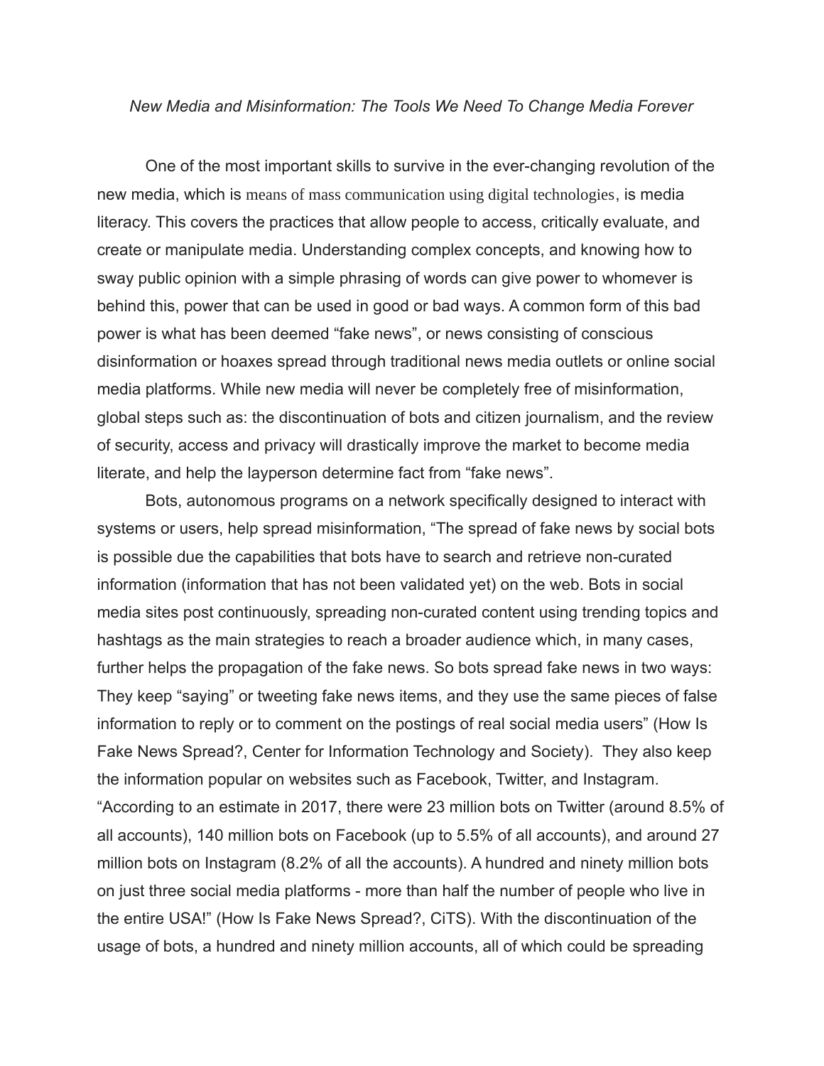*New Media and Misinformation: The Tools We Need To Change Media Forever*

One of the most important skills to survive in the ever-changing revolution of the new media, which is means of mass communication using digital technologies, is media literacy. This covers the practices that allow people to access, critically evaluate, and create or manipulate media. Understanding complex concepts, and knowing how to sway public opinion with a simple phrasing of words can give power to whomever is behind this, power that can be used in good or bad ways. A common form of this bad power is what has been deemed "fake news", or news consisting of conscious disinformation or hoaxes spread through traditional news media outlets or online social media platforms. While new media will never be completely free of misinformation, global steps such as: the discontinuation of bots and citizen journalism, and the review of security, access and privacy will drastically improve the market to become media literate, and help the layperson determine fact from "fake news".

Bots, autonomous programs on a network specifically designed to interact with systems or users, help spread misinformation, "The spread of fake news by social bots is possible due the capabilities that bots have to search and retrieve non-curated information (information that has not been validated yet) on the web. Bots in social media sites post continuously, spreading non-curated content using trending topics and hashtags as the main strategies to reach a broader audience which, in many cases, further helps the propagation of the fake news. So bots spread fake news in two ways: They keep "saying" or tweeting fake news items, and they use the same pieces of false information to reply or to comment on the postings of real social media users" (How Is Fake News Spread?, Center for Information Technology and Society). They also keep the information popular on websites such as Facebook, Twitter, and Instagram. "According to an estimate in 2017, there were 23 million bots on Twitter (around 8.5% of all accounts), 140 million bots on Facebook (up to 5.5% of all accounts), and around 27 million bots on Instagram (8.2% of all the accounts). A hundred and ninety million bots on just three social media platforms - more than half the number of people who live in the entire USA!" (How Is Fake News Spread?, CiTS). With the discontinuation of the usage of bots, a hundred and ninety million accounts, all of which could be spreading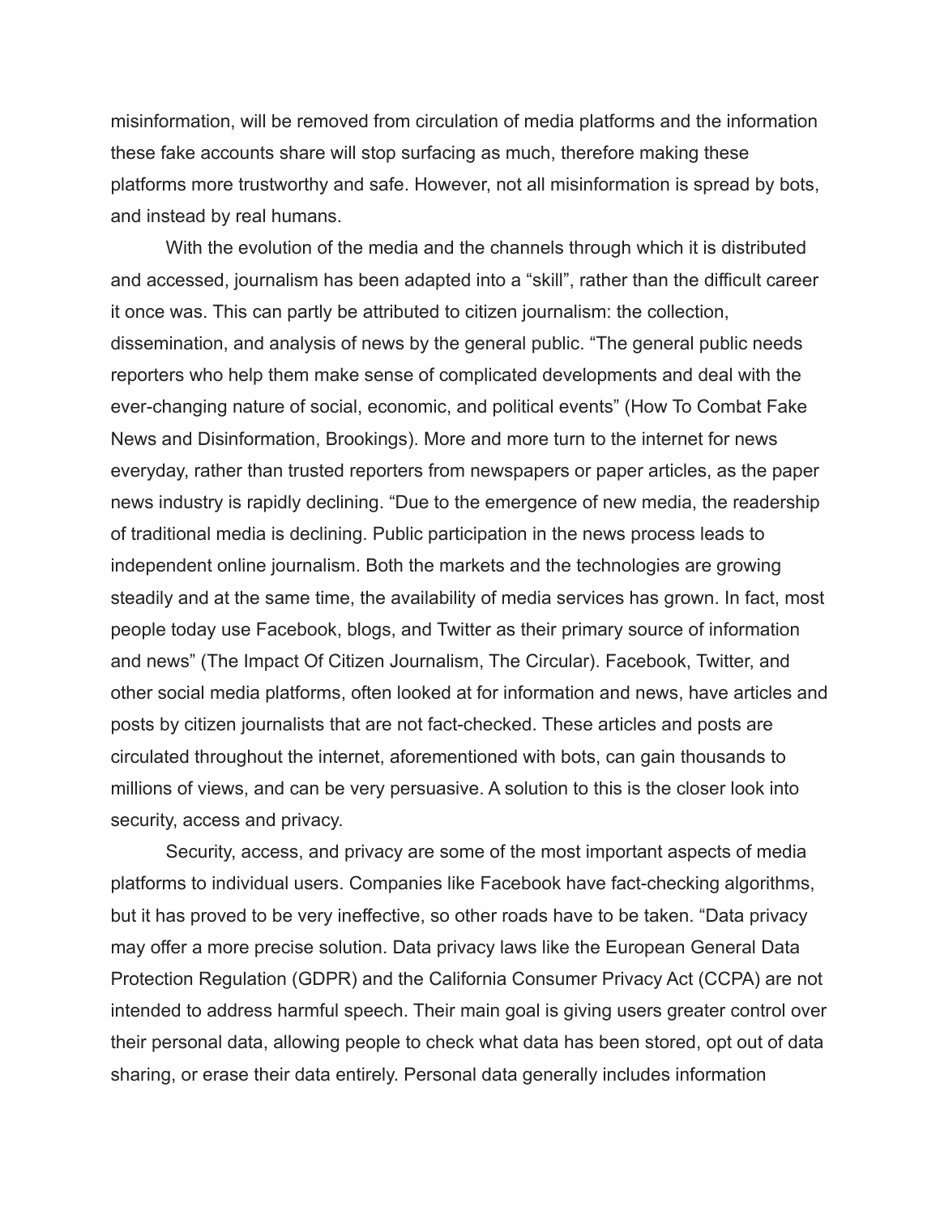misinformation, will be removed from circulation of media platforms and the information these fake accounts share will stop surfacing as much, therefore making these platforms more trustworthy and safe. However, not all misinformation is spread by bots, and instead by real humans.

With the evolution of the media and the channels through which it is distributed and accessed, journalism has been adapted into a "skill", rather than the difficult career it once was. This can partly be attributed to citizen journalism: the collection, dissemination, and analysis of news by the general public. "The general public needs reporters who help them make sense of complicated developments and deal with the ever-changing nature of social, economic, and political events" (How To Combat Fake News and Disinformation, Brookings). More and more turn to the internet for news everyday, rather than trusted reporters from newspapers or paper articles, as the paper news industry is rapidly declining. "Due to the emergence of new media, the readership of traditional media is declining. Public participation in the news process leads to independent online journalism. Both the markets and the technologies are growing steadily and at the same time, the availability of media services has grown. In fact, most people today use Facebook, blogs, and Twitter as their primary source of information and news" (The Impact Of Citizen Journalism, The Circular). Facebook, Twitter, and other social media platforms, often looked at for information and news, have articles and posts by citizen journalists that are not fact-checked. These articles and posts are circulated throughout the internet, aforementioned with bots, can gain thousands to millions of views, and can be very persuasive. A solution to this is the closer look into security, access and privacy.

Security, access, and privacy are some of the most important aspects of media platforms to individual users. Companies like Facebook have fact-checking algorithms, but it has proved to be very ineffective, so other roads have to be taken. "Data privacy may offer a more precise solution. Data privacy laws like the European General Data Protection Regulation (GDPR) and the California Consumer Privacy Act (CCPA) are not intended to address harmful speech. Their main goal is giving users greater control over their personal data, allowing people to check what data has been stored, opt out of data sharing, or erase their data entirely. Personal data generally includes information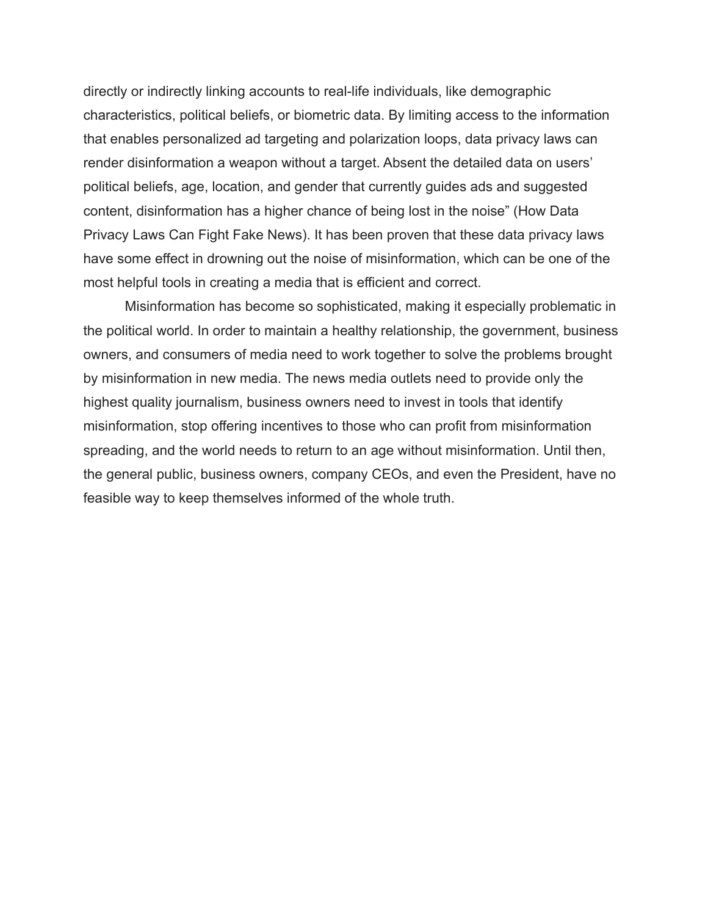directly or indirectly linking accounts to real-life individuals, like demographic characteristics, political beliefs, or biometric data. By limiting access to the information that enables personalized ad targeting and polarization loops, data privacy laws can render disinformation a weapon without a target. Absent the detailed data on users' political beliefs, age, location, and gender that currently guides ads and suggested content, disinformation has a higher chance of being lost in the noise" (How Data Privacy Laws Can Fight Fake News). It has been proven that these data privacy laws have some effect in drowning out the noise of misinformation, which can be one of the most helpful tools in creating a media that is efficient and correct.

Misinformation has become so sophisticated, making it especially problematic in the political world. In order to maintain a healthy relationship, the government, business owners, and consumers of media need to work together to solve the problems brought by misinformation in new media. The news media outlets need to provide only the highest quality journalism, business owners need to invest in tools that identify misinformation, stop offering incentives to those who can profit from misinformation spreading, and the world needs to return to an age without misinformation. Until then, the general public, business owners, company CEOs, and even the President, have no feasible way to keep themselves informed of the whole truth.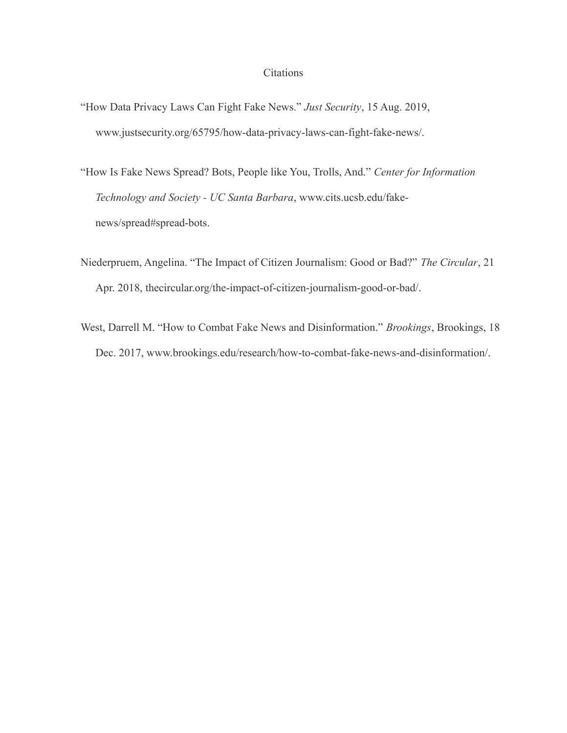# Citations

"How Data Privacy Laws Can Fight Fake News." *Just Security*, 15 Aug. 2019, www.justsecurity.org/65795/how-data-privacy-laws-can-fight-fake-news/.

"How Is Fake News Spread? Bots, People like You, Trolls, And." *Center for Information Technology and Society - UC Santa Barbara*, www.cits.ucsb.edu/fake-news/spread#spread-bots.

Niederpruem, Angelina. "The Impact of Citizen Journalism: Good or Bad?" *The Circular*, 21 Apr. 2018, thecircular.org/the-impact-of-citizen-journalism-good-or-bad/.

West, Darrell M. "How to Combat Fake News and Disinformation." *Brookings*, Brookings, 18 Dec. 2017, www.brookings.edu/research/how-to-combat-fake-news-and-disinformation/.